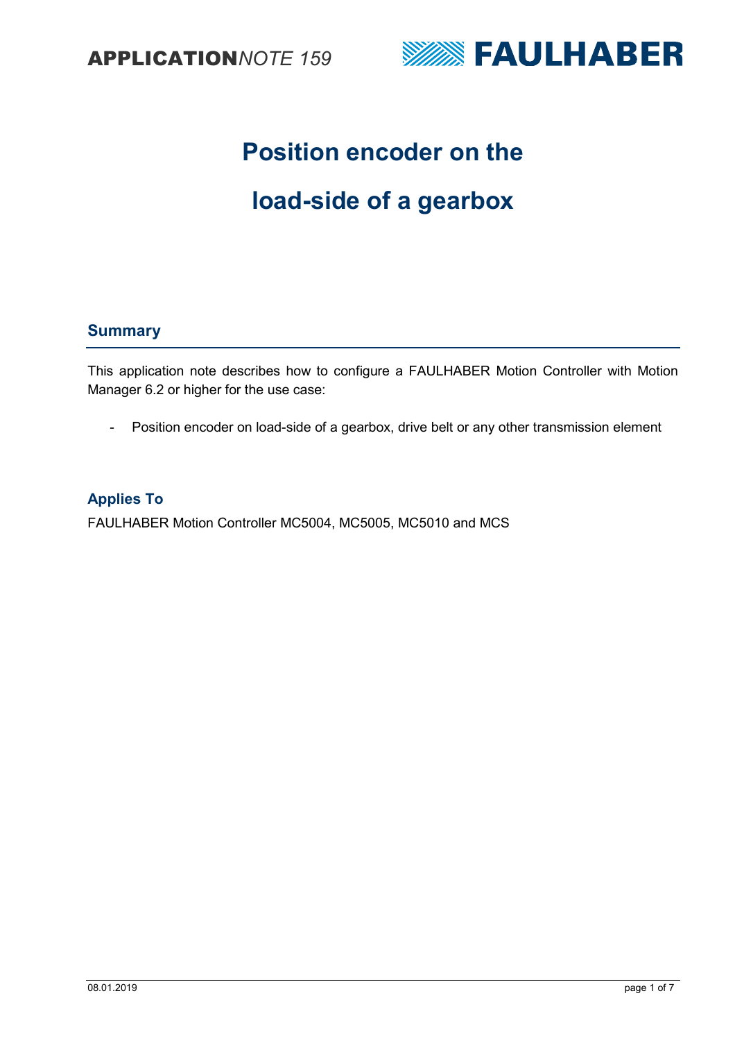**APPLICATION***NOTE 159*

# Position encoder on the load-side of a gearbox

## Summary

This application note describes how to configure a FAULHABER Motion Controller with Motion Manager 6.2 or higher for the use case:

- Position encoder on load-side of a gearbox, drive belt or any other transmission element

### Applies To

FAULHABER Motion Controller MC5004, MC5005, MC5010 and MCS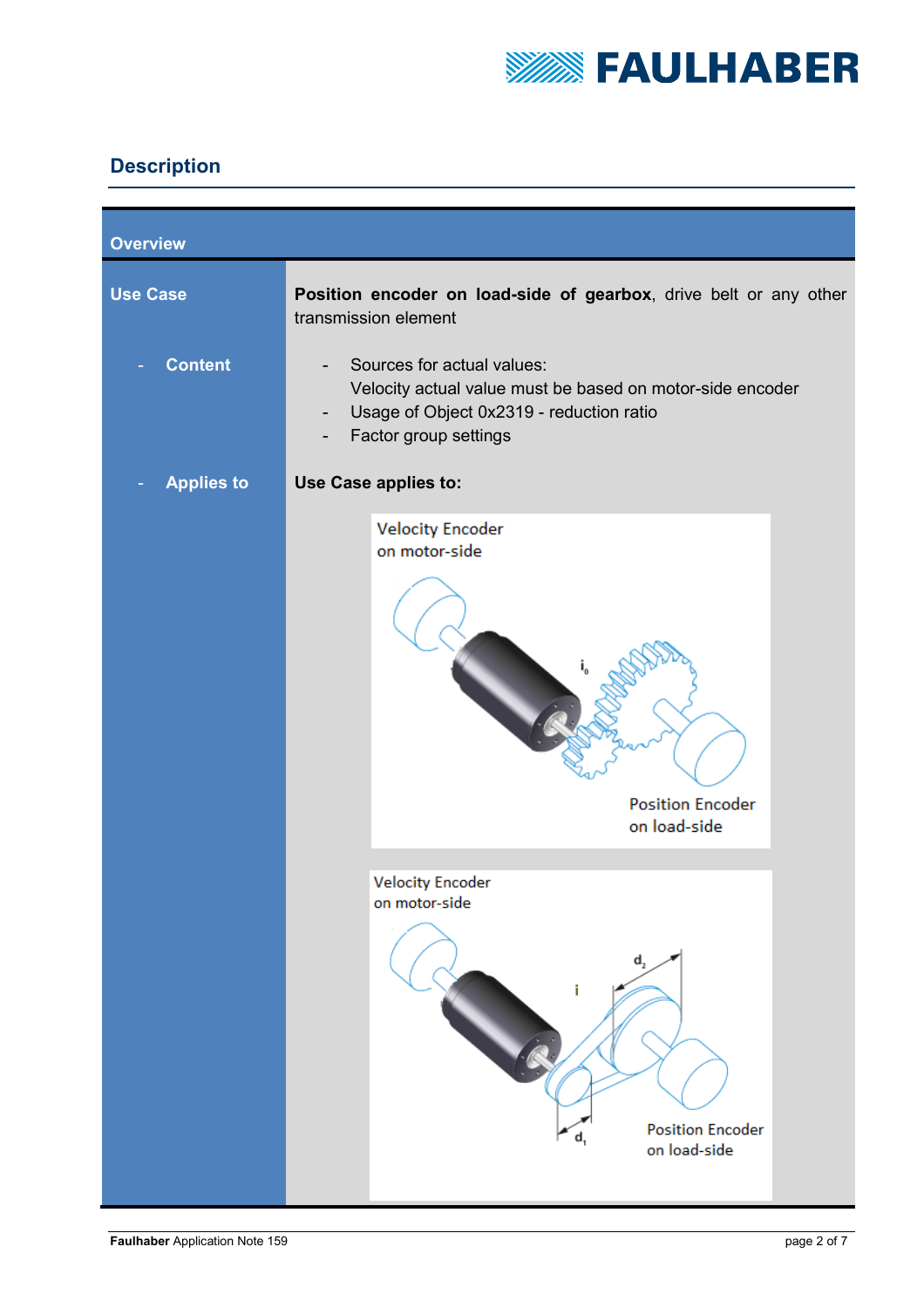## Description

| Overview | |
|---|---|
| **Use Case** | **Position encoder on load-side of gearbox**, drive belt or any other transmission element |
| - **Content** | - Sources for actual values:<br>Velocity actual value must be based on motor-side encoder<br>- Usage of Object 0x2319 - reduction ratio<br>- Factor group settings |
| - **Applies to** | **Use Case applies to:** |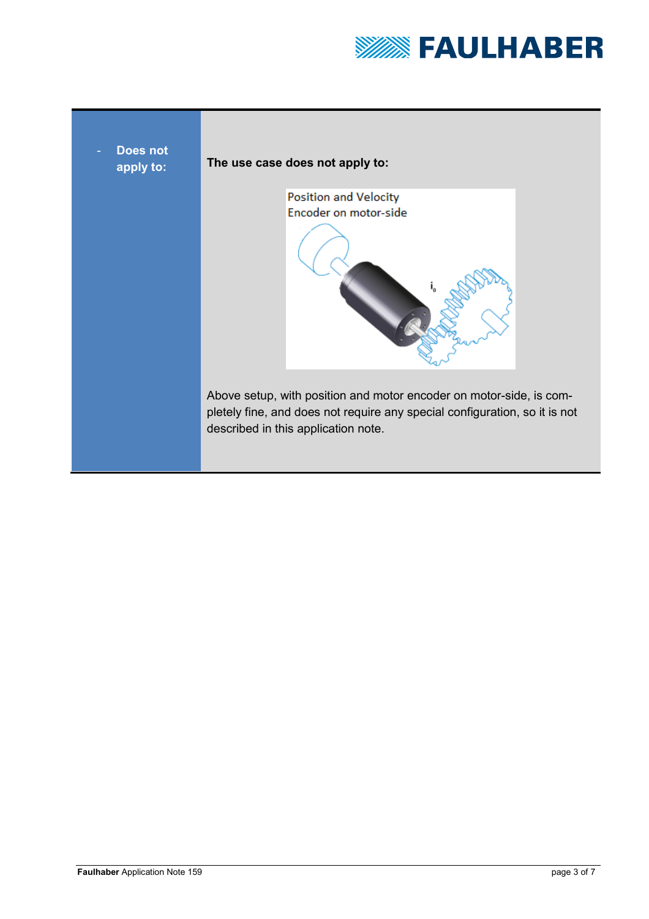| - **Does not apply to:** | **The use case does not apply to:**<br><br>Position and Velocity<br>Encoder on motor-side<br><br>Above setup, with position and motor encoder on motor-side, is completely fine, and does not require any special configuration, so it is not described in this application note. |
|---|---|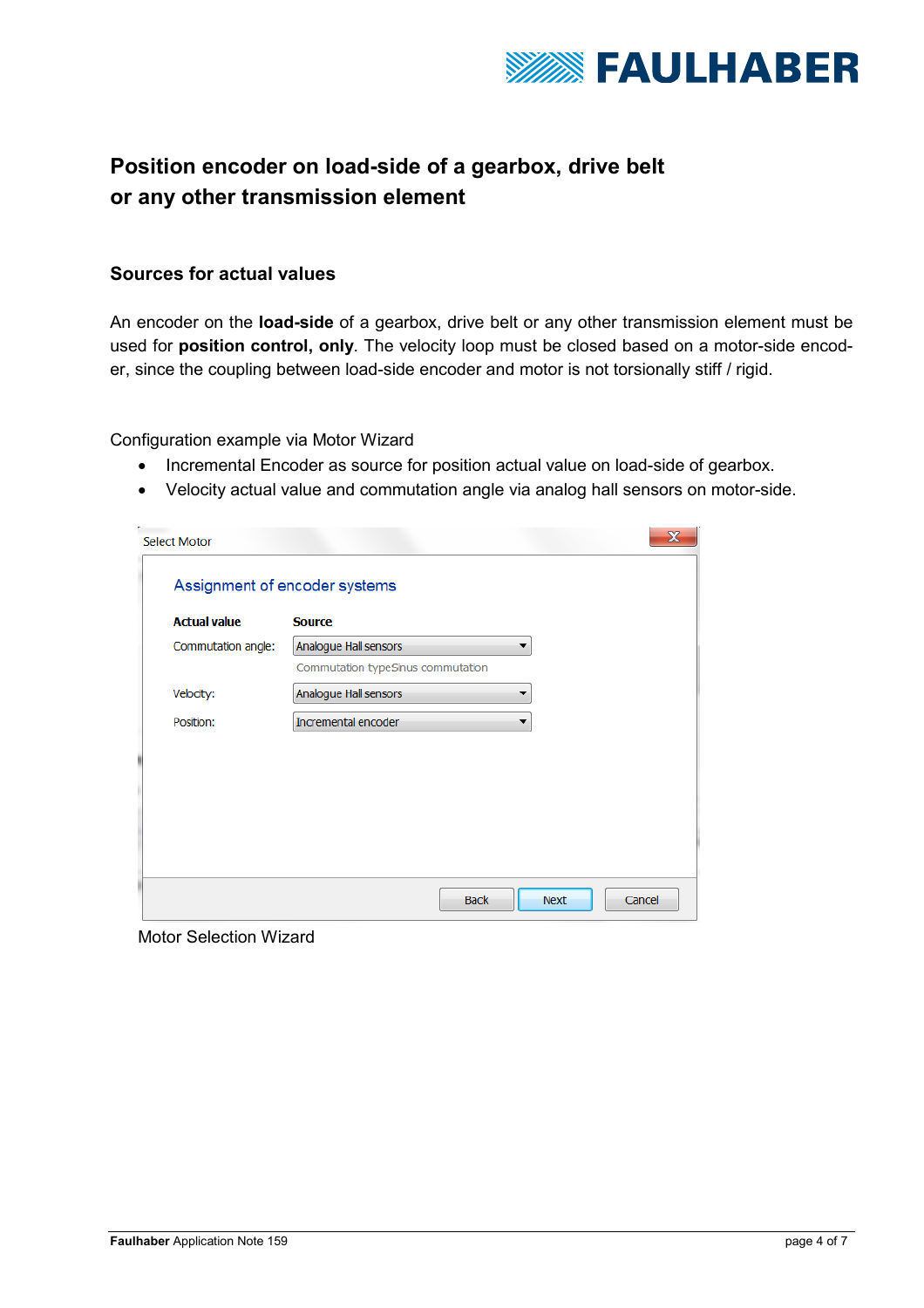# Position encoder on load-side of a gearbox, drive belt or any other transmission element

## Sources for actual values

An encoder on the **load-side** of a gearbox, drive belt or any other transmission element must be used for **position control, only**. The velocity loop must be closed based on a motor-side encoder, since the coupling between load-side encoder and motor is not torsionally stiff / rigid.

Configuration example via Motor Wizard

- Incremental Encoder as source for position actual value on load-side of gearbox.
- Velocity actual value and commutation angle via analog hall sensors on motor-side.

Select Motor

Assignment of encoder systems

| Actual value | Source |
| --- | --- |
| Commutation angle: | Analogue Hall sensors<br>Commutation typeSinus commutation |
| Velocity: | Analogue Hall sensors |
| Position: | Incremental encoder |

Back | Next | Cancel

Motor Selection Wizard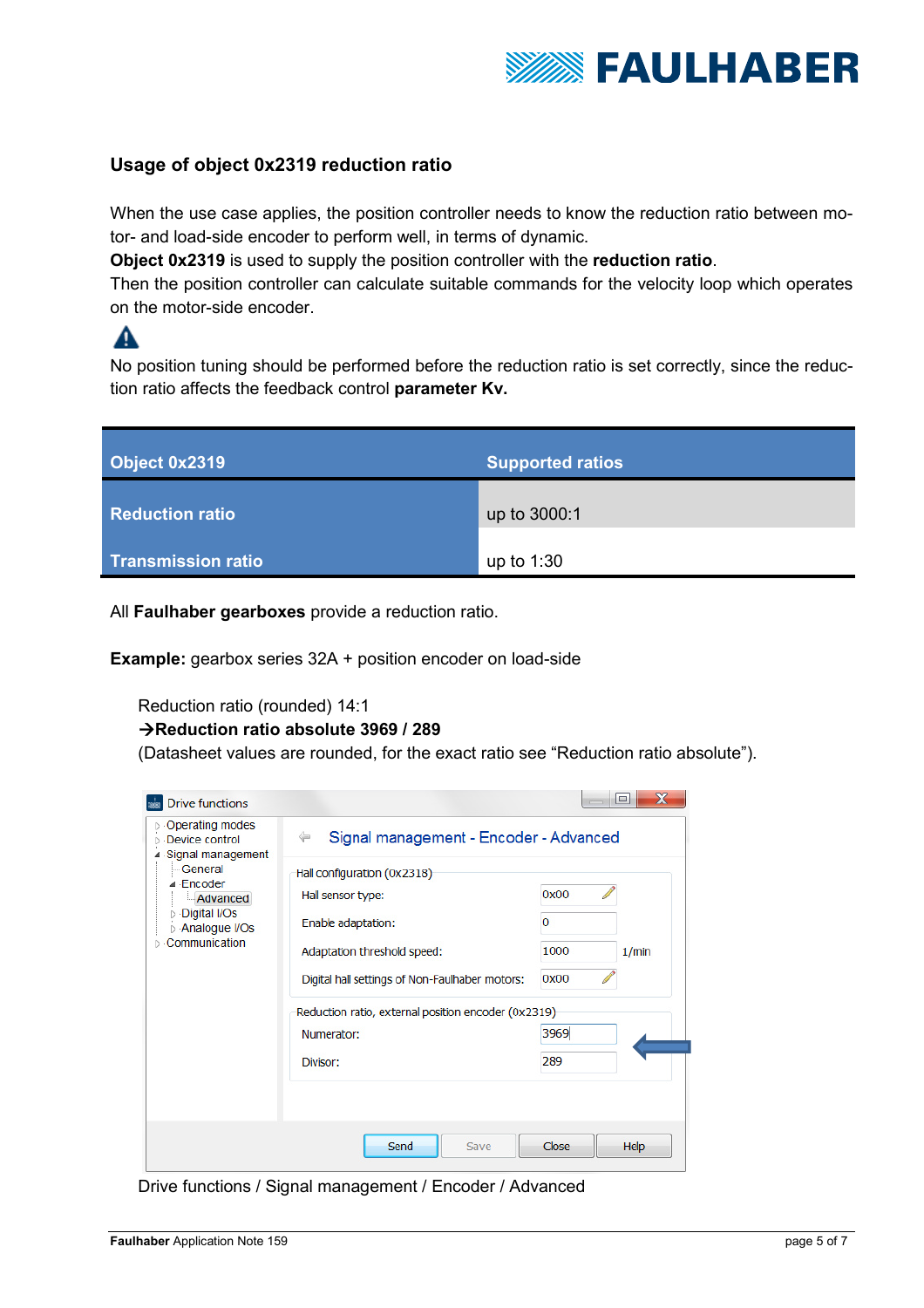### Usage of object 0x2319 reduction ratio

When the use case applies, the position controller needs to know the reduction ratio between motor- and load-side encoder to perform well, in terms of dynamic.
**Object 0x2319** is used to supply the position controller with the **reduction ratio**.
Then the position controller can calculate suitable commands for the velocity loop which operates on the motor-side encoder.

⚠

No position tuning should be performed before the reduction ratio is set correctly, since the reduction ratio affects the feedback control **parameter Kv.**

| Object 0x2319 | Supported ratios |
|---|---|
| Reduction ratio | up to 3000:1 |
| Transmission ratio | up to 1:30 |

All **Faulhaber gearboxes** provide a reduction ratio.

**Example:** gearbox series 32A + position encoder on load-side

Reduction ratio (rounded) 14:1
**→Reduction ratio absolute 3969 / 289**
(Datasheet values are rounded, for the exact ratio see "Reduction ratio absolute").

Drive functions / Signal management / Encoder / Advanced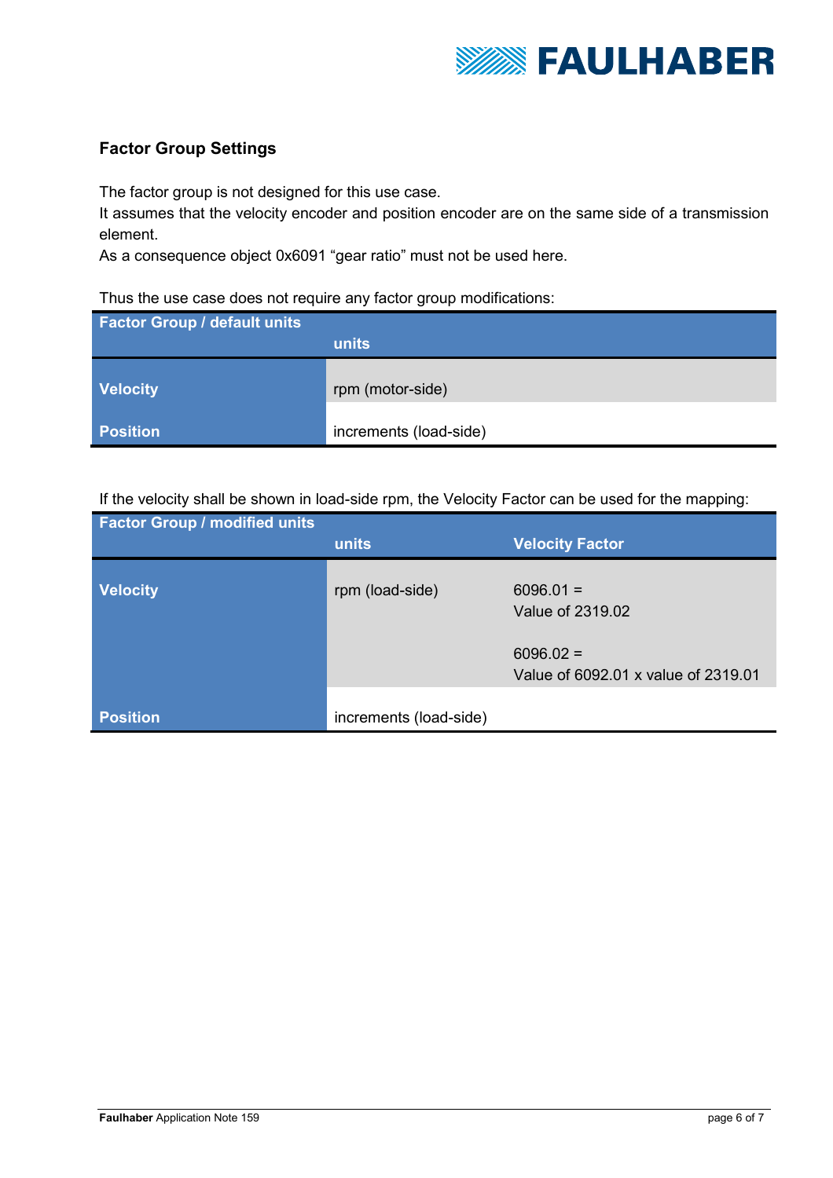### Factor Group Settings

The factor group is not designed for this use case.
It assumes that the velocity encoder and position encoder are on the same side of a transmission element.
As a consequence object 0x6091 "gear ratio" must not be used here.

Thus the use case does not require any factor group modifications:

| Factor Group / default units | units |
|---|---|
| Velocity | rpm (motor-side) |
| Position | increments (load-side) |

If the velocity shall be shown in load-side rpm, the Velocity Factor can be used for the mapping:

| Factor Group / modified units | units | Velocity Factor |
|---|---|---|
| Velocity | rpm (load-side) | 6096.01 = Value of 2319.02<br><br>6096.02 = Value of 6092.01 x value of 2319.01 |
| Position | increments (load-side) | |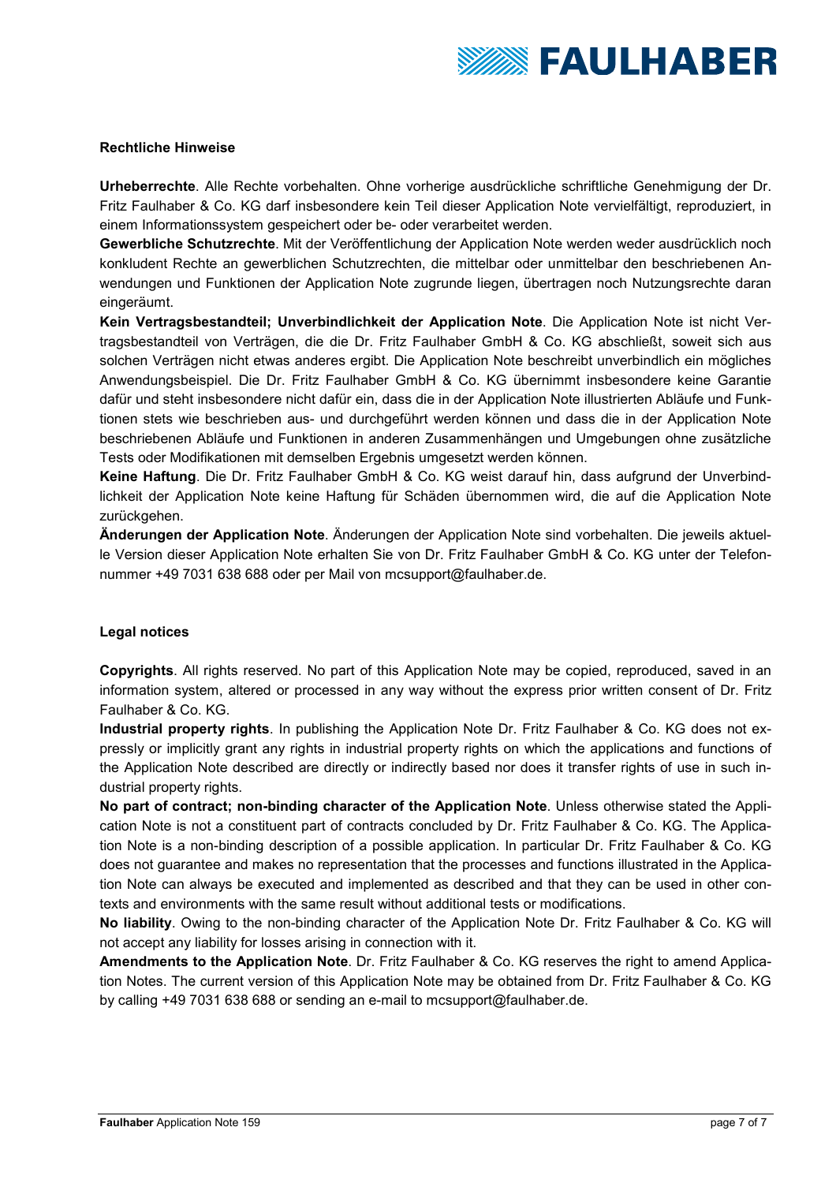### Rechtliche Hinweise

**Urheberrechte**. Alle Rechte vorbehalten. Ohne vorherige ausdrückliche schriftliche Genehmigung der Dr. Fritz Faulhaber & Co. KG darf insbesondere kein Teil dieser Application Note vervielfältigt, reproduziert, in einem Informationssystem gespeichert oder be- oder verarbeitet werden.

**Gewerbliche Schutzrechte**. Mit der Veröffentlichung der Application Note werden weder ausdrücklich noch konkludent Rechte an gewerblichen Schutzrechten, die mittelbar oder unmittelbar den beschriebenen Anwendungen und Funktionen der Application Note zugrunde liegen, übertragen noch Nutzungsrechte daran eingeräumt.

**Kein Vertragsbestandteil; Unverbindlichkeit der Application Note**. Die Application Note ist nicht Vertragsbestandteil von Verträgen, die die Dr. Fritz Faulhaber GmbH & Co. KG abschließt, soweit sich aus solchen Verträgen nicht etwas anderes ergibt. Die Application Note beschreibt unverbindlich ein mögliches Anwendungsbeispiel. Die Dr. Fritz Faulhaber GmbH & Co. KG übernimmt insbesondere keine Garantie dafür und steht insbesondere nicht dafür ein, dass die in der Application Note illustrierten Abläufe und Funktionen stets wie beschrieben aus- und durchgeführt werden können und dass die in der Application Note beschriebenen Abläufe und Funktionen in anderen Zusammenhängen und Umgebungen ohne zusätzliche Tests oder Modifikationen mit demselben Ergebnis umgesetzt werden können.

**Keine Haftung**. Die Dr. Fritz Faulhaber GmbH & Co. KG weist darauf hin, dass aufgrund der Unverbindlichkeit der Application Note keine Haftung für Schäden übernommen wird, die auf die Application Note zurückgehen.

**Änderungen der Application Note**. Änderungen der Application Note sind vorbehalten. Die jeweils aktuelle Version dieser Application Note erhalten Sie von Dr. Fritz Faulhaber GmbH & Co. KG unter der Telefonnummer +49 7031 638 688 oder per Mail von mcsupport@faulhaber.de.

### Legal notices

**Copyrights**. All rights reserved. No part of this Application Note may be copied, reproduced, saved in an information system, altered or processed in any way without the express prior written consent of Dr. Fritz Faulhaber & Co. KG.

**Industrial property rights**. In publishing the Application Note Dr. Fritz Faulhaber & Co. KG does not expressly or implicitly grant any rights in industrial property rights on which the applications and functions of the Application Note described are directly or indirectly based nor does it transfer rights of use in such industrial property rights.

**No part of contract; non-binding character of the Application Note**. Unless otherwise stated the Application Note is not a constituent part of contracts concluded by Dr. Fritz Faulhaber & Co. KG. The Application Note is a non-binding description of a possible application. In particular Dr. Fritz Faulhaber & Co. KG does not guarantee and makes no representation that the processes and functions illustrated in the Application Note can always be executed and implemented as described and that they can be used in other contexts and environments with the same result without additional tests or modifications.

**No liability**. Owing to the non-binding character of the Application Note Dr. Fritz Faulhaber & Co. KG will not accept any liability for losses arising in connection with it.

**Amendments to the Application Note**. Dr. Fritz Faulhaber & Co. KG reserves the right to amend Application Notes. The current version of this Application Note may be obtained from Dr. Fritz Faulhaber & Co. KG by calling +49 7031 638 688 or sending an e-mail to mcsupport@faulhaber.de.